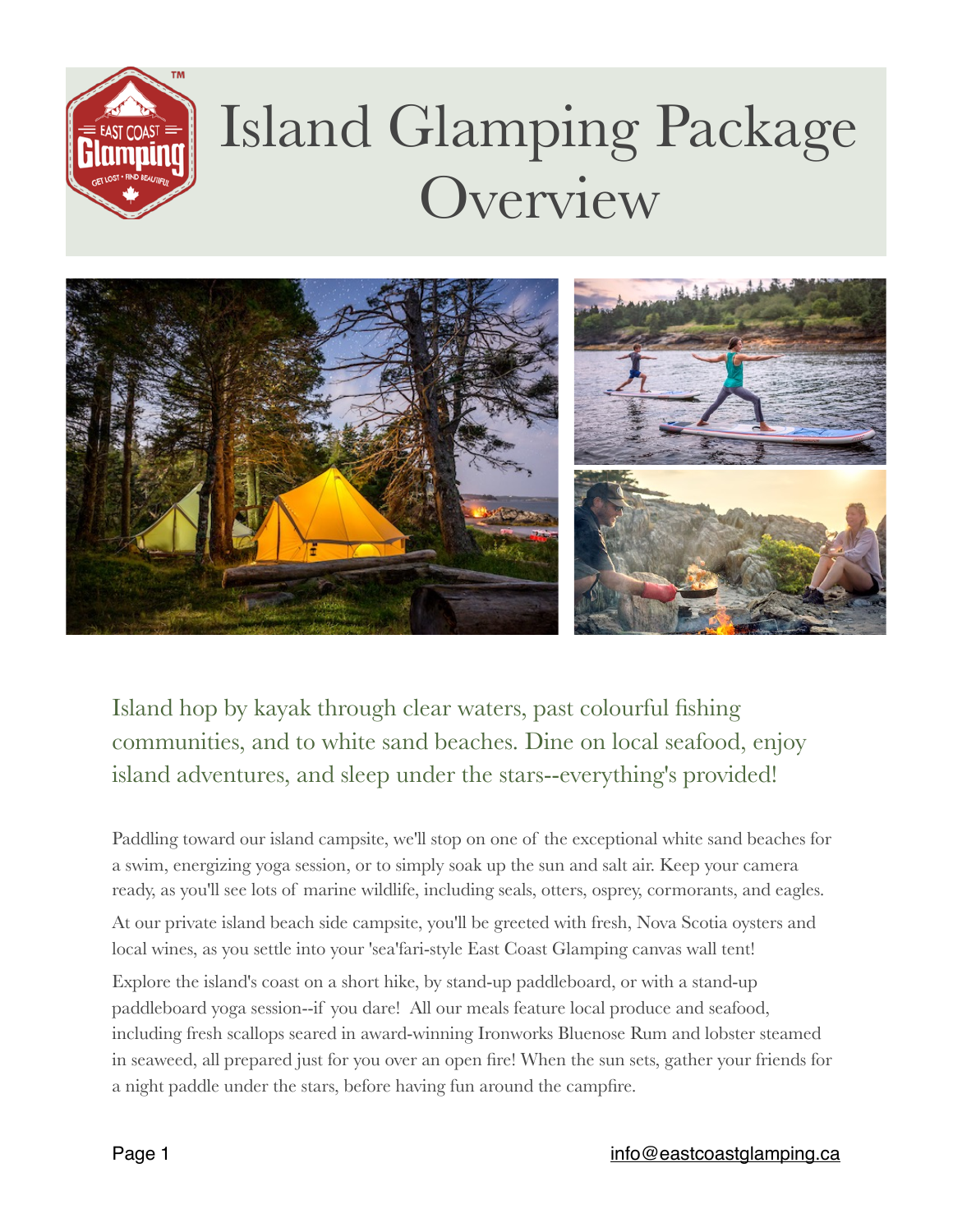# Island Glamping Package Overview

Island hop by kayak through clear waters, past colourful fishing communities, and to white sand beaches. Dine on local seafood, enjoy island adventures, and sleep under the stars--everything's provided!

Paddling toward our island campsite, we'll stop on one of the exceptional white sand beaches for a swim, energizing yoga session, or to simply soak up the sun and salt air. Keep your camera ready, as you'll see lots of marine wildlife, including seals, otters, osprey, cormorants, and eagles.

At our private island beach side campsite, you'll be greeted with fresh, Nova Scotia oysters and local wines, as you settle into your 'sea'fari-style East Coast Glamping canvas wall tent!

Explore the island's coast on a short hike, by stand-up paddleboard, or with a stand-up paddleboard yoga session--if you dare! All our meals feature local produce and seafood, including fresh scallops seared in award-winning Ironworks Bluenose Rum and lobster steamed in seaweed, all prepared just for you over an open fire! When the sun sets, gather your friends for a night paddle under the stars, before having fun around the campfire.

info@eastcoastglamping.ca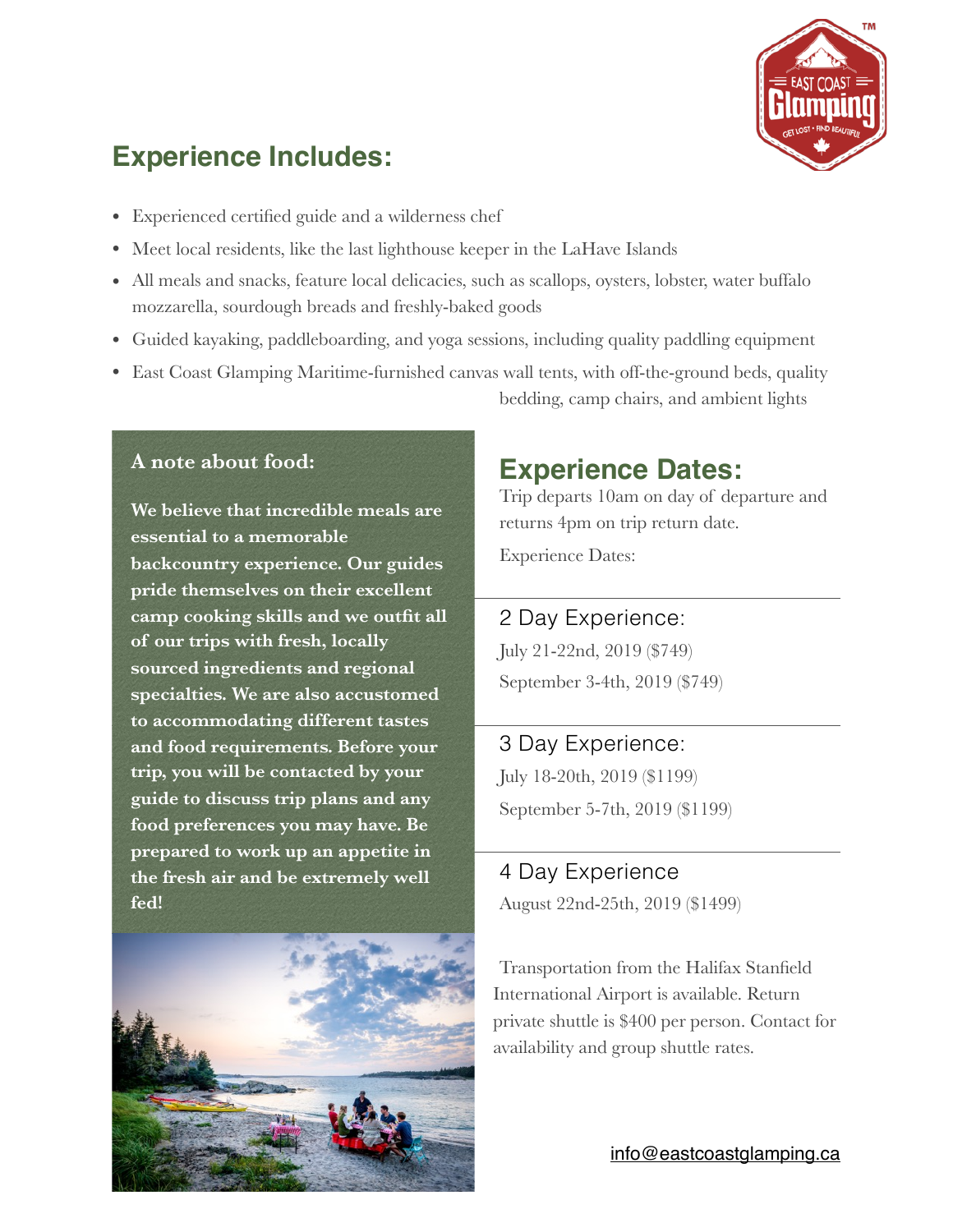## Experience Includes:

- Experienced certified guide and a wilderness chef
- Meet local residents, like the last lighthouse keeper in the LaHave Islands
- All meals and snacks, feature local delicacies, such as scallops, oysters, lobster, water buffalo mozzarella, sourdough breads and freshly-baked goods
- Guided kayaking, paddleboarding, and yoga sessions, including quality paddling equipment
- East Coast Glamping Maritime-furnished canvas wall tents, with off-the-ground beds, quality bedding, camp chairs, and ambient lights

**A note about food:**

**We believe that incredible meals are essential to a memorable backcountry experience. Our guides pride themselves on their excellent camp cooking skills and we outfit all of our trips with fresh, locally sourced ingredients and regional specialties. We are also accustomed to accommodating different tastes and food requirements. Before your trip, you will be contacted by your guide to discuss trip plans and any food preferences you may have. Be prepared to work up an appetite in the fresh air and be extremely well fed!**

## Experience Dates:

Trip departs 10am on day of departure and returns 4pm on trip return date.

Experience Dates:

### 2 Day Experience:

July 21-22nd, 2019 ($749)

September 3-4th, 2019 ($749)

### 3 Day Experience:

July 18-20th, 2019 ($1199)

September 5-7th, 2019 ($1199)

### 4 Day Experience

August 22nd-25th, 2019 ($1499)

Transportation from the Halifax Stanfield International Airport is available. Return private shuttle is $400 per person. Contact for availability and group shuttle rates.

info@eastcoastglamping.ca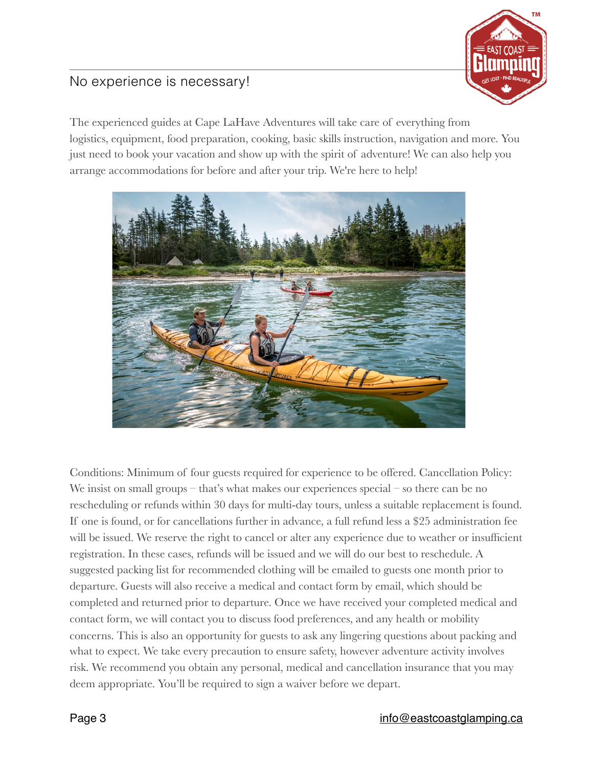## No experience is necessary!

The experienced guides at Cape LaHave Adventures will take care of everything from logistics, equipment, food preparation, cooking, basic skills instruction, navigation and more. You just need to book your vacation and show up with the spirit of adventure! We can also help you arrange accommodations for before and after your trip. We're here to help!

Conditions: Minimum of four guests required for experience to be offered. Cancellation Policy: We insist on small groups – that's what makes our experiences special – so there can be no rescheduling or refunds within 30 days for multi-day tours, unless a suitable replacement is found. If one is found, or for cancellations further in advance, a full refund less a $25 administration fee will be issued. We reserve the right to cancel or alter any experience due to weather or insufficient registration. In these cases, refunds will be issued and we will do our best to reschedule. A suggested packing list for recommended clothing will be emailed to guests one month prior to departure. Guests will also receive a medical and contact form by email, which should be completed and returned prior to departure. Once we have received your completed medical and contact form, we will contact you to discuss food preferences, and any health or mobility concerns. This is also an opportunity for guests to ask any lingering questions about packing and what to expect. We take every precaution to ensure safety, however adventure activity involves risk. We recommend you obtain any personal, medical and cancellation insurance that you may deem appropriate. You'll be required to sign a waiver before we depart.

info@eastcoastglamping.ca